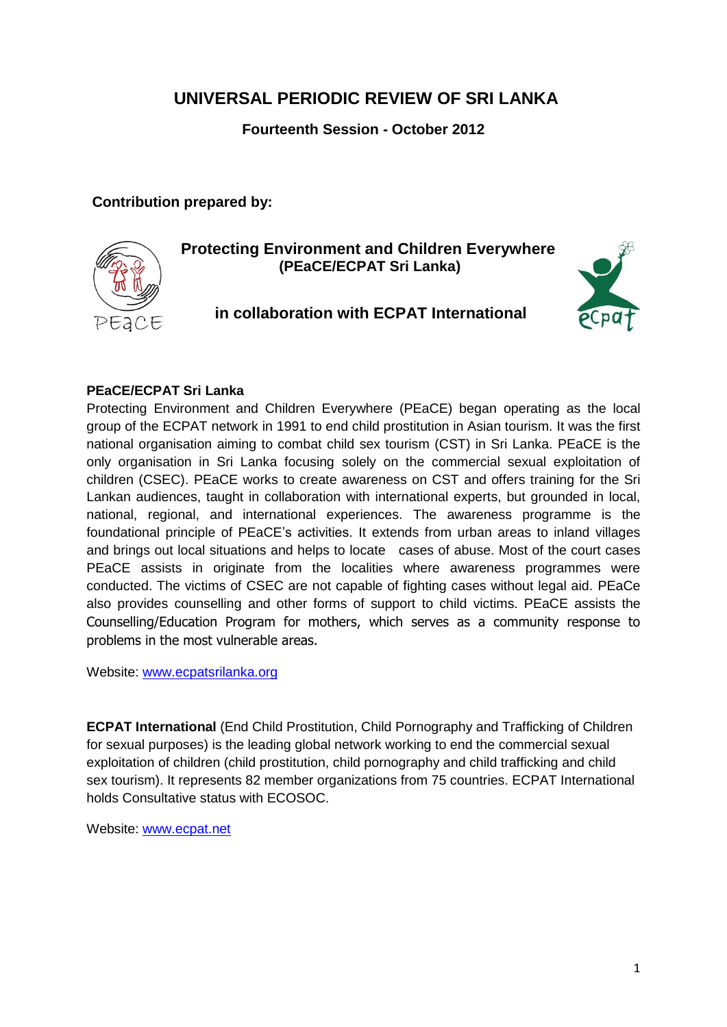# UNIVERSAL PERIODIC REVIEW OF SRI LANKA

**Fourteenth Session - October 2012**

**Contribution prepared by:**

**Protecting Environment and Children Everywhere (PEaCE/ECPAT Sri Lanka)**

**in collaboration with ECPAT International**

**PEaCE/ECPAT Sri Lanka**

Protecting Environment and Children Everywhere (PEaCE) began operating as the local group of the ECPAT network in 1991 to end child prostitution in Asian tourism. It was the first national organisation aiming to combat child sex tourism (CST) in Sri Lanka. PEaCE is the only organisation in Sri Lanka focusing solely on the commercial sexual exploitation of children (CSEC). PEaCE works to create awareness on CST and offers training for the Sri Lankan audiences, taught in collaboration with international experts, but grounded in local, national, regional, and international experiences. The awareness programme is the foundational principle of PEaCE's activities. It extends from urban areas to inland villages and brings out local situations and helps to locate cases of abuse. Most of the court cases PEaCE assists in originate from the localities where awareness programmes were conducted. The victims of CSEC are not capable of fighting cases without legal aid. PEaCe also provides counselling and other forms of support to child victims. PEaCE assists the Counselling/Education Program for mothers, which serves as a community response to problems in the most vulnerable areas.

Website: www.ecpatsrilanka.org

**ECPAT International** (End Child Prostitution, Child Pornography and Trafficking of Children for sexual purposes) is the leading global network working to end the commercial sexual exploitation of children (child prostitution, child pornography and child trafficking and child sex tourism). It represents 82 member organizations from 75 countries. ECPAT International holds Consultative status with ECOSOC.

Website: www.ecpat.net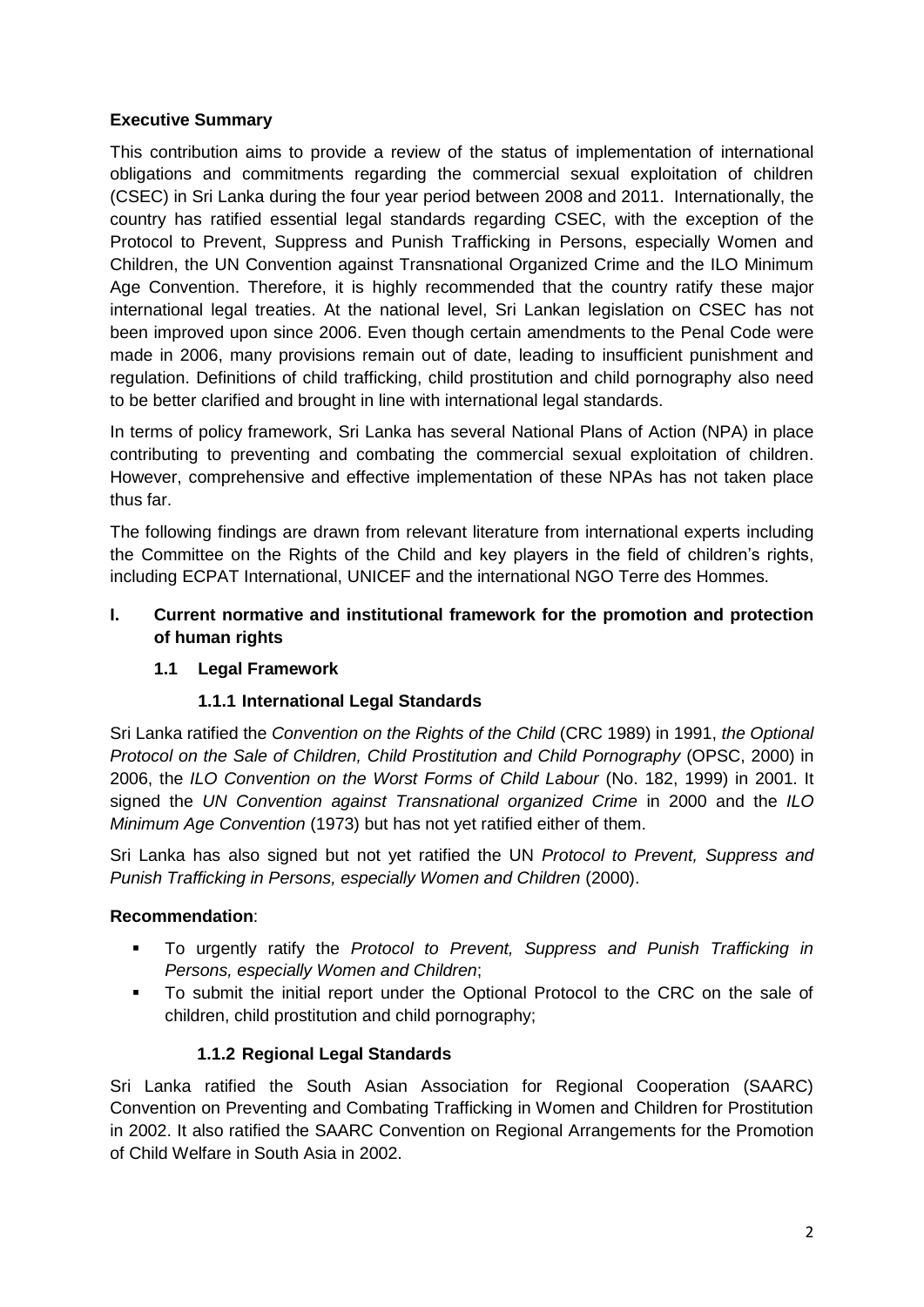**Executive Summary**

This contribution aims to provide a review of the status of implementation of international obligations and commitments regarding the commercial sexual exploitation of children (CSEC) in Sri Lanka during the four year period between 2008 and 2011. Internationally, the country has ratified essential legal standards regarding CSEC, with the exception of the Protocol to Prevent, Suppress and Punish Trafficking in Persons, especially Women and Children, the UN Convention against Transnational Organized Crime and the ILO Minimum Age Convention. Therefore, it is highly recommended that the country ratify these major international legal treaties. At the national level, Sri Lankan legislation on CSEC has not been improved upon since 2006. Even though certain amendments to the Penal Code were made in 2006, many provisions remain out of date, leading to insufficient punishment and regulation. Definitions of child trafficking, child prostitution and child pornography also need to be better clarified and brought in line with international legal standards.

In terms of policy framework, Sri Lanka has several National Plans of Action (NPA) in place contributing to preventing and combating the commercial sexual exploitation of children. However, comprehensive and effective implementation of these NPAs has not taken place thus far.

The following findings are drawn from relevant literature from international experts including the Committee on the Rights of the Child and key players in the field of children's rights, including ECPAT International, UNICEF and the international NGO Terre des Hommes.

## I. Current normative and institutional framework for the promotion and protection of human rights

### 1.1 Legal Framework

#### 1.1.1 International Legal Standards

Sri Lanka ratified the *Convention on the Rights of the Child* (CRC 1989) in 1991, *the Optional Protocol on the Sale of Children, Child Prostitution and Child Pornography* (OPSC, 2000) in 2006, the *ILO Convention on the Worst Forms of Child Labour* (No. 182, 1999) in 2001. It signed the *UN Convention against Transnational organized Crime* in 2000 and the *ILO Minimum Age Convention* (1973) but has not yet ratified either of them.

Sri Lanka has also signed but not yet ratified the UN *Protocol to Prevent, Suppress and Punish Trafficking in Persons, especially Women and Children* (2000).

**Recommendation**:

- To urgently ratify the *Protocol to Prevent, Suppress and Punish Trafficking in Persons, especially Women and Children*;
- To submit the initial report under the Optional Protocol to the CRC on the sale of children, child prostitution and child pornography;

#### 1.1.2 Regional Legal Standards

Sri Lanka ratified the South Asian Association for Regional Cooperation (SAARC) Convention on Preventing and Combating Trafficking in Women and Children for Prostitution in 2002. It also ratified the SAARC Convention on Regional Arrangements for the Promotion of Child Welfare in South Asia in 2002.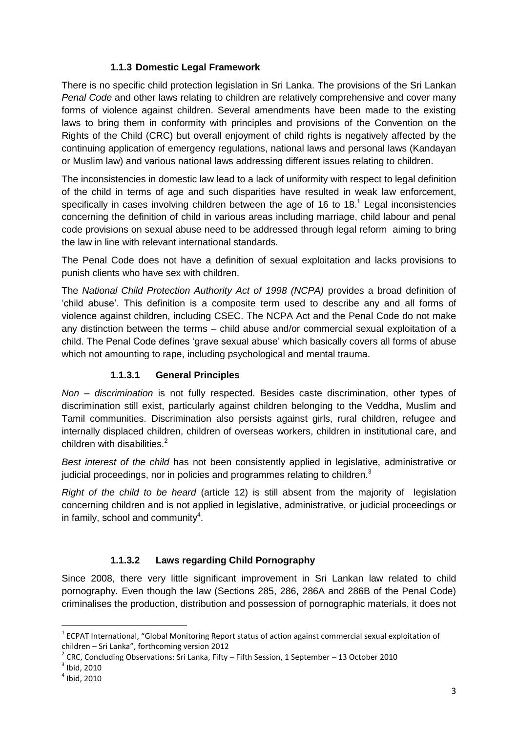### 1.1.3 Domestic Legal Framework

There is no specific child protection legislation in Sri Lanka. The provisions of the Sri Lankan *Penal Code* and other laws relating to children are relatively comprehensive and cover many forms of violence against children. Several amendments have been made to the existing laws to bring them in conformity with principles and provisions of the Convention on the Rights of the Child (CRC) but overall enjoyment of child rights is negatively affected by the continuing application of emergency regulations, national laws and personal laws (Kandayan or Muslim law) and various national laws addressing different issues relating to children.

The inconsistencies in domestic law lead to a lack of uniformity with respect to legal definition of the child in terms of age and such disparities have resulted in weak law enforcement, specifically in cases involving children between the age of 16 to 18.[1] Legal inconsistencies concerning the definition of child in various areas including marriage, child labour and penal code provisions on sexual abuse need to be addressed through legal reform aiming to bring the law in line with relevant international standards.

The Penal Code does not have a definition of sexual exploitation and lacks provisions to punish clients who have sex with children.

The *National Child Protection Authority Act of 1998 (NCPA)* provides a broad definition of 'child abuse'. This definition is a composite term used to describe any and all forms of violence against children, including CSEC. The NCPA Act and the Penal Code do not make any distinction between the terms – child abuse and/or commercial sexual exploitation of a child. The Penal Code defines 'grave sexual abuse' which basically covers all forms of abuse which not amounting to rape, including psychological and mental trauma.

#### 1.1.3.1 General Principles

*Non – discrimination* is not fully respected. Besides caste discrimination, other types of discrimination still exist, particularly against children belonging to the Veddha, Muslim and Tamil communities. Discrimination also persists against girls, rural children, refugee and internally displaced children, children of overseas workers, children in institutional care, and children with disabilities.[2]

*Best interest of the child* has not been consistently applied in legislative, administrative or judicial proceedings, nor in policies and programmes relating to children.[3]

*Right of the child to be heard* (article 12) is still absent from the majority of legislation concerning children and is not applied in legislative, administrative, or judicial proceedings or in family, school and community[4].

#### 1.1.3.2 Laws regarding Child Pornography

Since 2008, there very little significant improvement in Sri Lankan law related to child pornography. Even though the law (Sections 285, 286, 286A and 286B of the Penal Code) criminalises the production, distribution and possession of pornographic materials, it does not

---

[1] ECPAT International, "Global Monitoring Report status of action against commercial sexual exploitation of children – Sri Lanka", forthcoming version 2012

[2] CRC, Concluding Observations: Sri Lanka, Fifty – Fifth Session, 1 September – 13 October 2010

[3] Ibid, 2010

[4] Ibid, 2010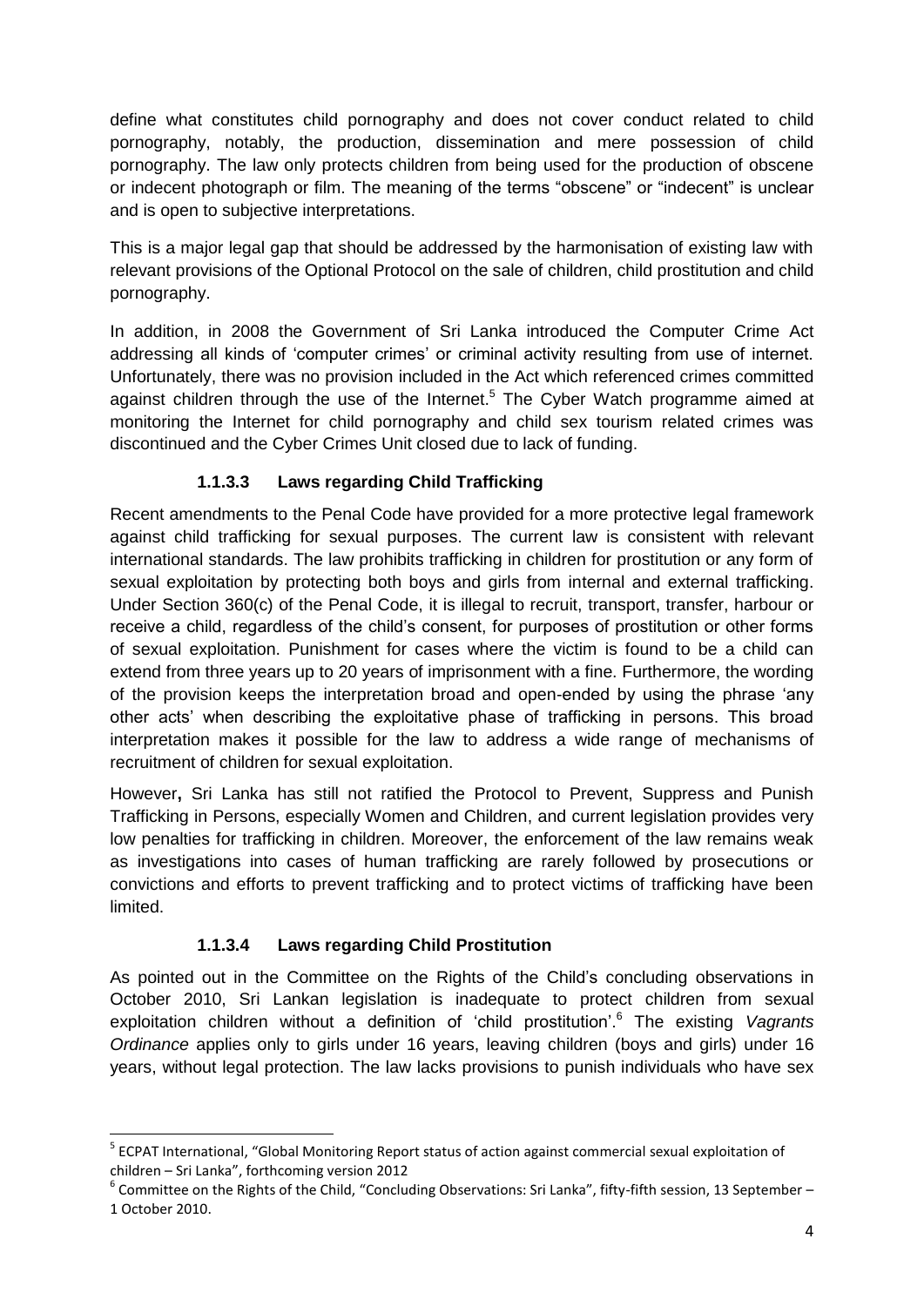define what constitutes child pornography and does not cover conduct related to child pornography, notably, the production, dissemination and mere possession of child pornography. The law only protects children from being used for the production of obscene or indecent photograph or film. The meaning of the terms "obscene" or "indecent" is unclear and is open to subjective interpretations.

This is a major legal gap that should be addressed by the harmonisation of existing law with relevant provisions of the Optional Protocol on the sale of children, child prostitution and child pornography.

In addition, in 2008 the Government of Sri Lanka introduced the Computer Crime Act addressing all kinds of 'computer crimes' or criminal activity resulting from use of internet. Unfortunately, there was no provision included in the Act which referenced crimes committed against children through the use of the Internet.[5] The Cyber Watch programme aimed at monitoring the Internet for child pornography and child sex tourism related crimes was discontinued and the Cyber Crimes Unit closed due to lack of funding.

#### 1.1.3.3 Laws regarding Child Trafficking

Recent amendments to the Penal Code have provided for a more protective legal framework against child trafficking for sexual purposes. The current law is consistent with relevant international standards. The law prohibits trafficking in children for prostitution or any form of sexual exploitation by protecting both boys and girls from internal and external trafficking. Under Section 360(c) of the Penal Code, it is illegal to recruit, transport, transfer, harbour or receive a child, regardless of the child's consent, for purposes of prostitution or other forms of sexual exploitation. Punishment for cases where the victim is found to be a child can extend from three years up to 20 years of imprisonment with a fine. Furthermore, the wording of the provision keeps the interpretation broad and open-ended by using the phrase 'any other acts' when describing the exploitative phase of trafficking in persons. This broad interpretation makes it possible for the law to address a wide range of mechanisms of recruitment of children for sexual exploitation.

However**,** Sri Lanka has still not ratified the Protocol to Prevent, Suppress and Punish Trafficking in Persons, especially Women and Children, and current legislation provides very low penalties for trafficking in children. Moreover, the enforcement of the law remains weak as investigations into cases of human trafficking are rarely followed by prosecutions or convictions and efforts to prevent trafficking and to protect victims of trafficking have been limited.

#### 1.1.3.4 Laws regarding Child Prostitution

As pointed out in the Committee on the Rights of the Child's concluding observations in October 2010, Sri Lankan legislation is inadequate to protect children from sexual exploitation children without a definition of 'child prostitution'.[6] The existing *Vagrants Ordinance* applies only to girls under 16 years, leaving children (boys and girls) under 16 years, without legal protection. The law lacks provisions to punish individuals who have sex

---

[5] ECPAT International, "Global Monitoring Report status of action against commercial sexual exploitation of children – Sri Lanka", forthcoming version 2012

[6] Committee on the Rights of the Child, "Concluding Observations: Sri Lanka", fifty-fifth session, 13 September – 1 October 2010.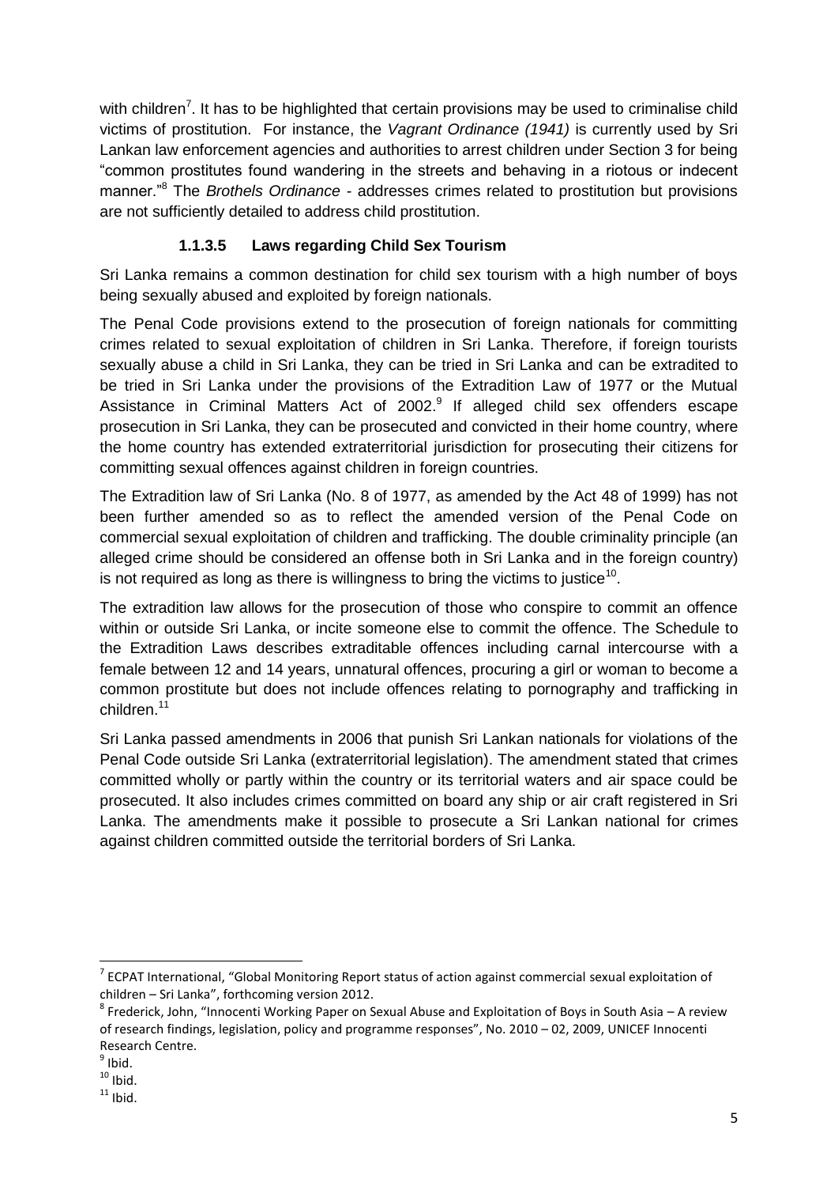with children[7]. It has to be highlighted that certain provisions may be used to criminalise child victims of prostitution. For instance, the *Vagrant Ordinance (1941)* is currently used by Sri Lankan law enforcement agencies and authorities to arrest children under Section 3 for being "common prostitutes found wandering in the streets and behaving in a riotous or indecent manner."[8] The *Brothels Ordinance* - addresses crimes related to prostitution but provisions are not sufficiently detailed to address child prostitution.

#### 1.1.3.5 Laws regarding Child Sex Tourism

Sri Lanka remains a common destination for child sex tourism with a high number of boys being sexually abused and exploited by foreign nationals.

The Penal Code provisions extend to the prosecution of foreign nationals for committing crimes related to sexual exploitation of children in Sri Lanka. Therefore, if foreign tourists sexually abuse a child in Sri Lanka, they can be tried in Sri Lanka and can be extradited to be tried in Sri Lanka under the provisions of the Extradition Law of 1977 or the Mutual Assistance in Criminal Matters Act of 2002.[9] If alleged child sex offenders escape prosecution in Sri Lanka, they can be prosecuted and convicted in their home country, where the home country has extended extraterritorial jurisdiction for prosecuting their citizens for committing sexual offences against children in foreign countries.

The Extradition law of Sri Lanka (No. 8 of 1977, as amended by the Act 48 of 1999) has not been further amended so as to reflect the amended version of the Penal Code on commercial sexual exploitation of children and trafficking. The double criminality principle (an alleged crime should be considered an offense both in Sri Lanka and in the foreign country) is not required as long as there is willingness to bring the victims to justice[10].

The extradition law allows for the prosecution of those who conspire to commit an offence within or outside Sri Lanka, or incite someone else to commit the offence. The Schedule to the Extradition Laws describes extraditable offences including carnal intercourse with a female between 12 and 14 years, unnatural offences, procuring a girl or woman to become a common prostitute but does not include offences relating to pornography and trafficking in children.[11]

Sri Lanka passed amendments in 2006 that punish Sri Lankan nationals for violations of the Penal Code outside Sri Lanka (extraterritorial legislation). The amendment stated that crimes committed wholly or partly within the country or its territorial waters and air space could be prosecuted. It also includes crimes committed on board any ship or air craft registered in Sri Lanka. The amendments make it possible to prosecute a Sri Lankan national for crimes against children committed outside the territorial borders of Sri Lanka.

---

[7] ECPAT International, "Global Monitoring Report status of action against commercial sexual exploitation of children – Sri Lanka", forthcoming version 2012.

[8] Frederick, John, "Innocenti Working Paper on Sexual Abuse and Exploitation of Boys in South Asia – A review of research findings, legislation, policy and programme responses", No. 2010 – 02, 2009, UNICEF Innocenti Research Centre.

[9] Ibid.

[10] Ibid.

[11] Ibid.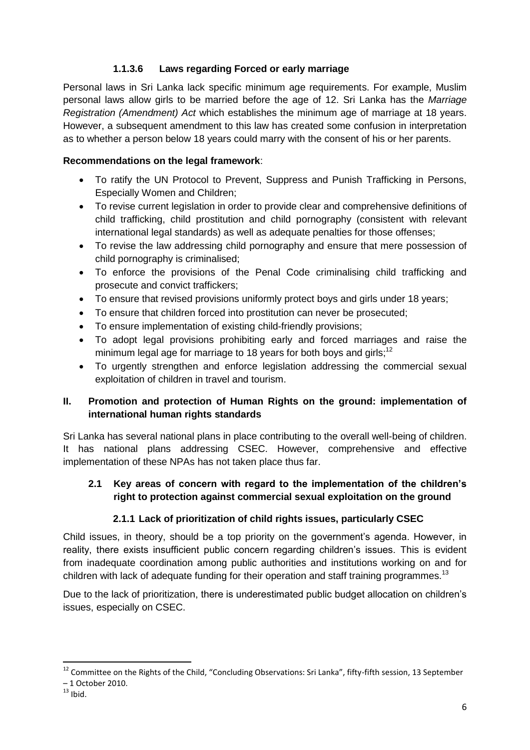#### 1.1.3.6 Laws regarding Forced or early marriage

Personal laws in Sri Lanka lack specific minimum age requirements. For example, Muslim personal laws allow girls to be married before the age of 12. Sri Lanka has the *Marriage Registration (Amendment) Act* which establishes the minimum age of marriage at 18 years. However, a subsequent amendment to this law has created some confusion in interpretation as to whether a person below 18 years could marry with the consent of his or her parents.

**Recommendations on the legal framework**:

- To ratify the UN Protocol to Prevent, Suppress and Punish Trafficking in Persons, Especially Women and Children;
- To revise current legislation in order to provide clear and comprehensive definitions of child trafficking, child prostitution and child pornography (consistent with relevant international legal standards) as well as adequate penalties for those offenses;
- To revise the law addressing child pornography and ensure that mere possession of child pornography is criminalised;
- To enforce the provisions of the Penal Code criminalising child trafficking and prosecute and convict traffickers;
- To ensure that revised provisions uniformly protect boys and girls under 18 years;
- To ensure that children forced into prostitution can never be prosecuted;
- To ensure implementation of existing child-friendly provisions;
- To adopt legal provisions prohibiting early and forced marriages and raise the minimum legal age for marriage to 18 years for both boys and girls;[12]
- To urgently strengthen and enforce legislation addressing the commercial sexual exploitation of children in travel and tourism.

## II. Promotion and protection of Human Rights on the ground: implementation of international human rights standards

Sri Lanka has several national plans in place contributing to the overall well-being of children. It has national plans addressing CSEC. However, comprehensive and effective implementation of these NPAs has not taken place thus far.

### 2.1 Key areas of concern with regard to the implementation of the children's right to protection against commercial sexual exploitation on the ground

#### 2.1.1 Lack of prioritization of child rights issues, particularly CSEC

Child issues, in theory, should be a top priority on the government's agenda. However, in reality, there exists insufficient public concern regarding children's issues. This is evident from inadequate coordination among public authorities and institutions working on and for children with lack of adequate funding for their operation and staff training programmes.[13]

Due to the lack of prioritization, there is underestimated public budget allocation on children's issues, especially on CSEC.

---

[12] Committee on the Rights of the Child, "Concluding Observations: Sri Lanka", fifty-fifth session, 13 September – 1 October 2010.

[13] Ibid.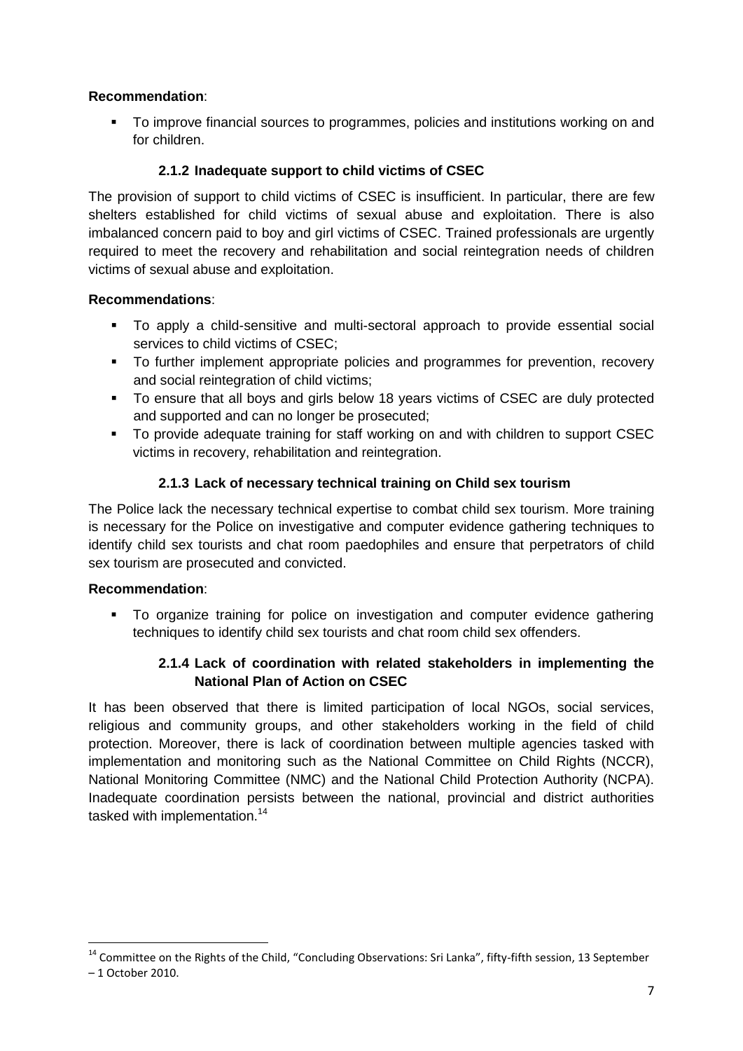**Recommendation**:

- To improve financial sources to programmes, policies and institutions working on and for children.

### 2.1.2 Inadequate support to child victims of CSEC

The provision of support to child victims of CSEC is insufficient. In particular, there are few shelters established for child victims of sexual abuse and exploitation. There is also imbalanced concern paid to boy and girl victims of CSEC. Trained professionals are urgently required to meet the recovery and rehabilitation and social reintegration needs of children victims of sexual abuse and exploitation.

**Recommendations**:

- To apply a child-sensitive and multi-sectoral approach to provide essential social services to child victims of CSEC;
- To further implement appropriate policies and programmes for prevention, recovery and social reintegration of child victims;
- To ensure that all boys and girls below 18 years victims of CSEC are duly protected and supported and can no longer be prosecuted;
- To provide adequate training for staff working on and with children to support CSEC victims in recovery, rehabilitation and reintegration.

### 2.1.3 Lack of necessary technical training on Child sex tourism

The Police lack the necessary technical expertise to combat child sex tourism. More training is necessary for the Police on investigative and computer evidence gathering techniques to identify child sex tourists and chat room paedophiles and ensure that perpetrators of child sex tourism are prosecuted and convicted.

**Recommendation**:

- To organize training for police on investigation and computer evidence gathering techniques to identify child sex tourists and chat room child sex offenders.

### 2.1.4 Lack of coordination with related stakeholders in implementing the National Plan of Action on CSEC

It has been observed that there is limited participation of local NGOs, social services, religious and community groups, and other stakeholders working in the field of child protection. Moreover, there is lack of coordination between multiple agencies tasked with implementation and monitoring such as the National Committee on Child Rights (NCCR), National Monitoring Committee (NMC) and the National Child Protection Authority (NCPA). Inadequate coordination persists between the national, provincial and district authorities tasked with implementation.[14]

---

[14] Committee on the Rights of the Child, "Concluding Observations: Sri Lanka", fifty-fifth session, 13 September – 1 October 2010.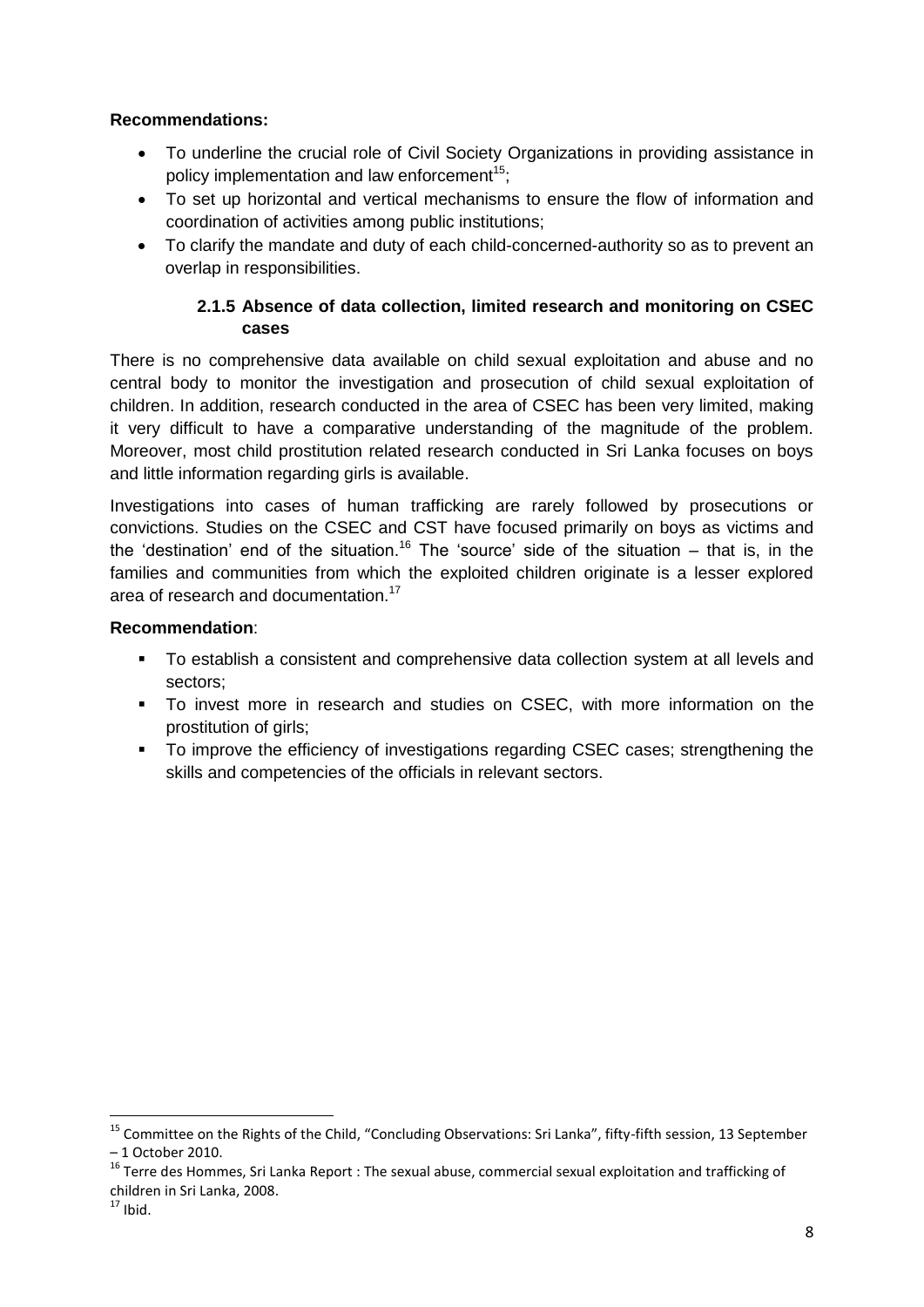**Recommendations:**

- To underline the crucial role of Civil Society Organizations in providing assistance in policy implementation and law enforcement[15];
- To set up horizontal and vertical mechanisms to ensure the flow of information and coordination of activities among public institutions;
- To clarify the mandate and duty of each child-concerned-authority so as to prevent an overlap in responsibilities.

### 2.1.5 Absence of data collection, limited research and monitoring on CSEC cases

There is no comprehensive data available on child sexual exploitation and abuse and no central body to monitor the investigation and prosecution of child sexual exploitation of children. In addition, research conducted in the area of CSEC has been very limited, making it very difficult to have a comparative understanding of the magnitude of the problem. Moreover, most child prostitution related research conducted in Sri Lanka focuses on boys and little information regarding girls is available.

Investigations into cases of human trafficking are rarely followed by prosecutions or convictions. Studies on the CSEC and CST have focused primarily on boys as victims and the 'destination' end of the situation.[16] The 'source' side of the situation – that is, in the families and communities from which the exploited children originate is a lesser explored area of research and documentation.[17]

**Recommendation**:

- To establish a consistent and comprehensive data collection system at all levels and sectors;
- To invest more in research and studies on CSEC, with more information on the prostitution of girls;
- To improve the efficiency of investigations regarding CSEC cases; strengthening the skills and competencies of the officials in relevant sectors.

---

[15] Committee on the Rights of the Child, "Concluding Observations: Sri Lanka", fifty-fifth session, 13 September – 1 October 2010.

[16] Terre des Hommes, Sri Lanka Report : The sexual abuse, commercial sexual exploitation and trafficking of children in Sri Lanka, 2008.

[17] Ibid.